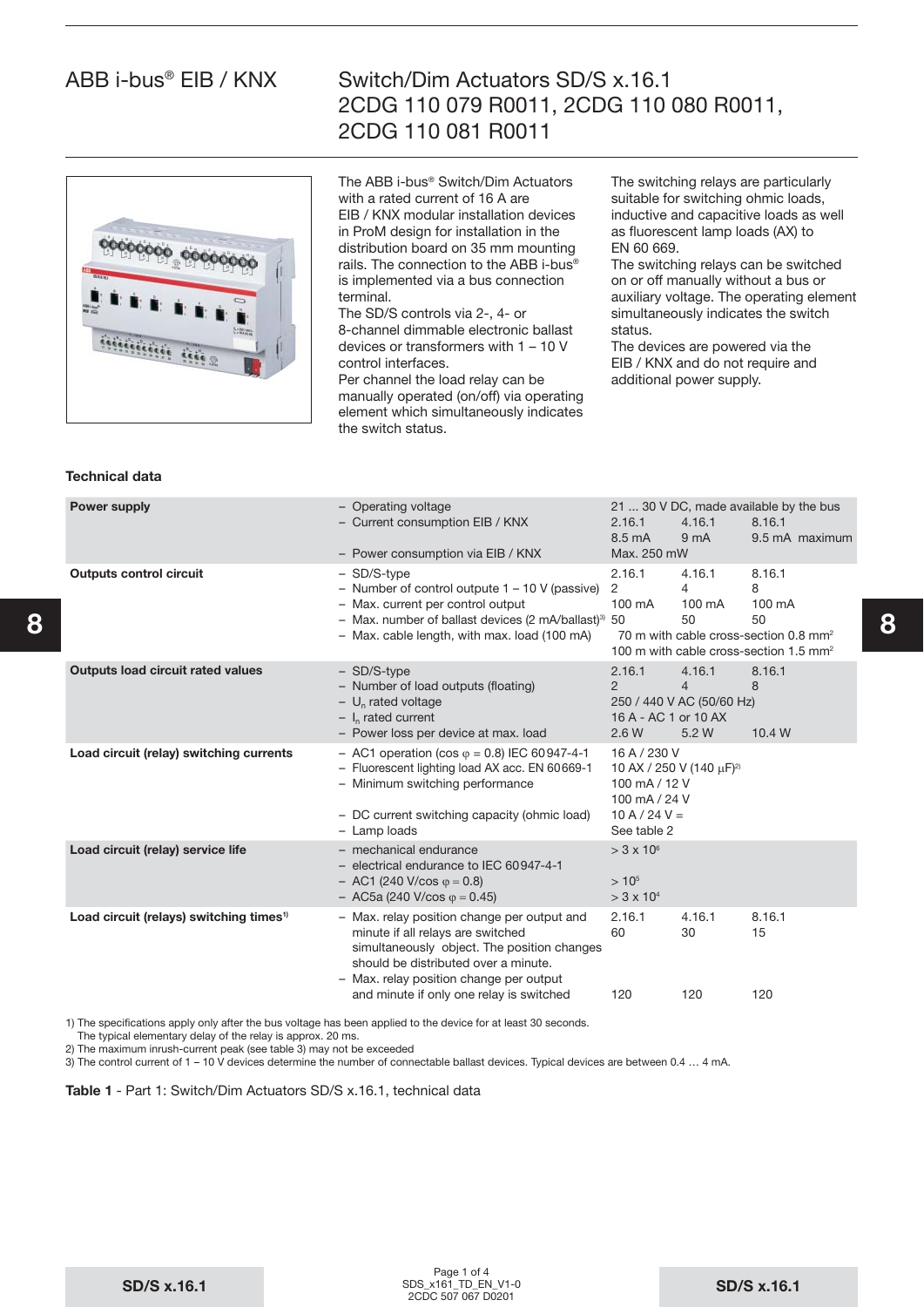# ABB i-bus® EIB / KNX

## Switch/Dim Actuators SD/S x.16.1
## 2CDG 110 079 R0011, 2CDG 110 080 R0011, 2CDG 110 081 R0011

The ABB i-bus® Switch/Dim Actuators with a rated current of 16 A are EIB / KNX modular installation devices in ProM design for installation in the distribution board on 35 mm mounting rails. The connection to the ABB i-bus® is implemented via a bus connection terminal.
The SD/S controls via 2-, 4- or 8-channel dimmable electronic ballast devices or transformers with 1 – 10 V control interfaces.
Per channel the load relay can be manually operated (on/off) via operating element which simultaneously indicates the switch status.

The switching relays are particularly suitable for switching ohmic loads, inductive and capacitive loads as well as fluorescent lamp loads (AX) to EN 60 669.
The switching relays can be switched on or off manually without a bus or auxiliary voltage. The operating element simultaneously indicates the switch status.
The devices are powered via the EIB / KNX and do not require and additional power supply.

### Technical data

| | | | | |
|---|---|---|---|---|
| **Power supply** | – Operating voltage | 21 ... 30 V DC, made available by the bus | | |
| | – Current consumption EIB / KNX | 2.16.1 | 4.16.1 | 8.16.1 |
| | | 8.5 mA | 9 mA | 9.5 mA maximum |
| | – Power consumption via EIB / KNX | Max. 250 mW | | |
| **Outputs control circuit** | – SD/S-type | 2.16.1 | 4.16.1 | 8.16.1 |
| | – Number of control outpute 1 – 10 V (passive) | 2 | 4 | 8 |
| | – Max. current per control output | 100 mA | 100 mA | 100 mA |
| | – Max. number of ballast devices (2 mA/ballast)[3] | 50 | 50 | 50 |
| | – Max. cable length, with max. load (100 mA) | 70 m with cable cross-section 0.8 mm² | | |
| | | 100 m with cable cross-section 1.5 mm² | | |
| **Outputs load circuit rated values** | – SD/S-type | 2.16.1 | 4.16.1 | 8.16.1 |
| | – Number of load outputs (floating) | 2 | 4 | 8 |
| | – $U_n$ rated voltage | 250 / 440 V AC (50/60 Hz) | | |
| | – $I_n$ rated current | 16 A - AC 1 or 10 AX | | |
| | – Power loss per device at max. load | 2.6 W | 5.2 W | 10.4 W |
| **Load circuit (relay) switching currents** | – AC1 operation (cos φ = 0.8) IEC 60947-4-1 | 16 A / 230 V | | |
| | – Fluorescent lighting load AX acc. EN 60669-1 | 10 AX / 250 V (140 µF)[2] | | |
| | – Minimum switching performance | 100 mA / 12 V | | |
| | | 100 mA / 24 V | | |
| | – DC current switching capacity (ohmic load) | 10 A / 24 V = | | |
| | – Lamp loads | See table 2 | | |
| **Load circuit (relay) service life** | – mechanical endurance | > 3 x $10^6$ | | |
| | – electrical endurance to IEC 60947-4-1 | | | |
| | – AC1 (240 V/cos φ = 0.8) | > $10^5$ | | |
| | – AC5a (240 V/cos φ = 0.45) | > 3 x $10^4$ | | |
| **Load circuit (relays) switching times**[1] | – Max. relay position change per output and minute if all relays are switched simultaneously object. The position changes should be distributed over a minute. | 2.16.1<br>60 | 4.16.1<br>30 | 8.16.1<br>15 |
| | – Max. relay position change per output and minute if only one relay is switched | 120 | 120 | 120 |

1) The specifications apply only after the bus voltage has been applied to the device for at least 30 seconds.
The typical elementary delay of the relay is approx. 20 ms.
2) The maximum inrush-current peak (see table 3) may not be exceeded
3) The control current of 1 – 10 V devices determine the number of connectable ballast devices. Typical devices are between 0.4 … 4 mA.

**Table 1** - Part 1: Switch/Dim Actuators SD/S x.16.1, technical data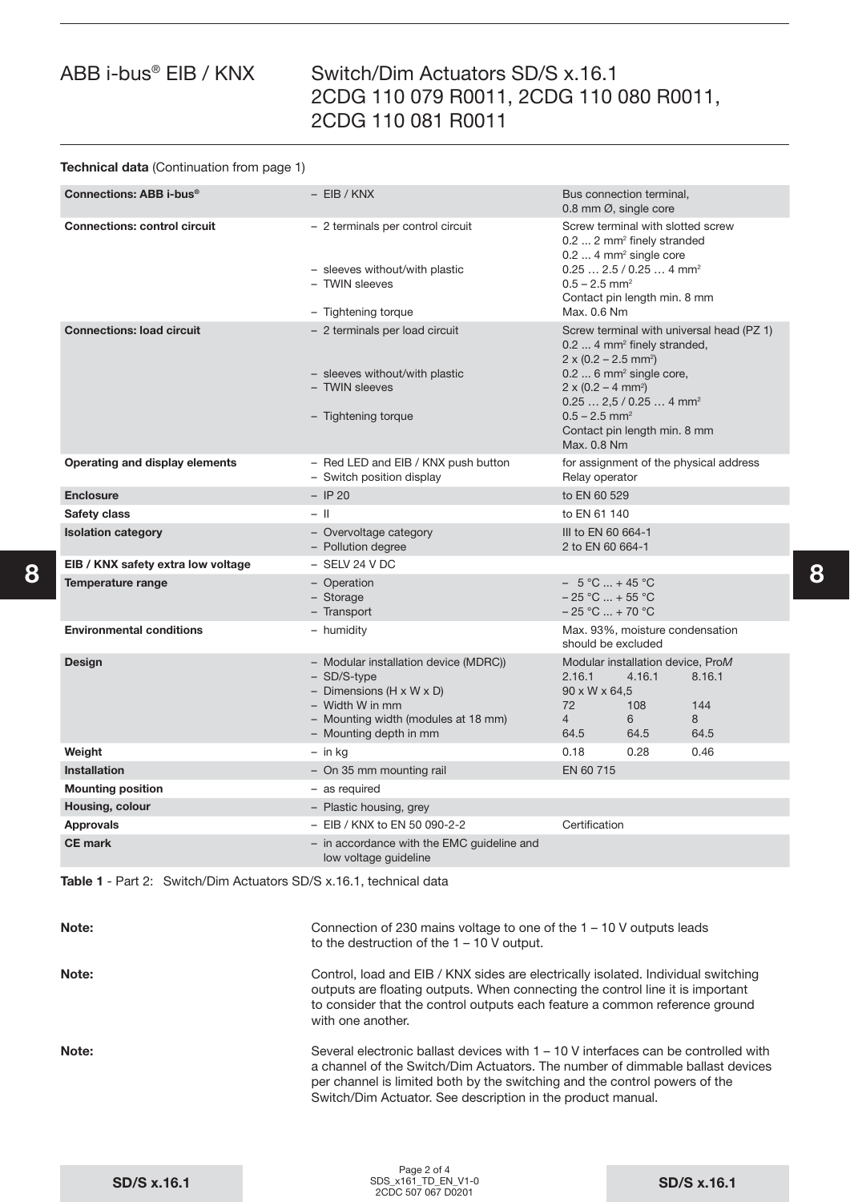# ABB i-bus® EIB / KNX

# Switch/Dim Actuators SD/S x.16.1 2CDG 110 079 R0011, 2CDG 110 080 R0011, 2CDG 110 081 R0011

**Technical data** (Continuation from page 1)

| | | | | |
|---|---|---|---|---|
| **Connections: ABB i-bus®** | – EIB / KNX | Bus connection terminal, 0.8 mm Ø, single core | | |
| **Connections: control circuit** | – 2 terminals per control circuit<br><br>– sleeves without/with plastic<br>– TWIN sleeves<br><br>– Tightening torque | Screw terminal with slotted screw<br>0.2 ... 2 mm² finely stranded<br>0.2 ... 4 mm² single core<br>0.25 … 2.5 / 0.25 … 4 mm²<br>0.5 – 2.5 mm²<br>Contact pin length min. 8 mm<br>Max. 0.6 Nm | | |
| **Connections: load circuit** | – 2 terminals per load circuit<br><br>– sleeves without/with plastic<br>– TWIN sleeves<br><br>– Tightening torque | Screw terminal with universal head (PZ 1)<br>0.2 ... 4 mm² finely stranded,<br>2 x (0.2 – 2.5 mm²)<br>0.2 ... 6 mm² single core,<br>2 x (0.2 – 4 mm²)<br>0.25 … 2,5 / 0.25 … 4 mm²<br>0.5 – 2.5 mm²<br>Contact pin length min. 8 mm<br>Max. 0.8 Nm | | |
| **Operating and display elements** | – Red LED and EIB / KNX push button<br>– Switch position display | for assignment of the physical address<br>Relay operator | | |
| **Enclosure** | – IP 20 | to EN 60 529 | | |
| **Safety class** | – II | to EN 61 140 | | |
| **Isolation category** | – Overvoltage category<br>– Pollution degree | III to EN 60 664-1<br>2 to EN 60 664-1 | | |
| **EIB / KNX safety extra low voltage** | – SELV 24 V DC | | | |
| **Temperature range** | – Operation<br>– Storage<br>– Transport | – 5 °C ... + 45 °C<br>– 25 °C ... + 55 °C<br>– 25 °C ... + 70 °C | | |
| **Environmental conditions** | – humidity | Max. 93%, moisture condensation should be excluded | | |
| **Design** | – Modular installation device (MDRC))<br>– SD/S-type<br>– Dimensions (H x W x D)<br>– Width W in mm<br>– Mounting width (modules at 18 mm)<br>– Mounting depth in mm | Modular installation device, Pro*M*<br>2.16.1<br>90 x W x 64,5<br>72<br>4<br>64.5 | <br>4.16.1<br><br>108<br>6<br>64.5 | <br>8.16.1<br><br>144<br>8<br>64.5 |
| **Weight** | – in kg | 0.18 | 0.28 | 0.46 |
| **Installation** | – On 35 mm mounting rail | EN 60 715 | | |
| **Mounting position** | – as required | | | |
| **Housing, colour** | – Plastic housing, grey | | | |
| **Approvals** | – EIB / KNX to EN 50 090-2-2 | Certification | | |
| **CE mark** | – in accordance with the EMC guideline and low voltage guideline | | | |

**Table 1** - Part 2: Switch/Dim Actuators SD/S x.16.1, technical data

**Note:** Connection of 230 mains voltage to one of the 1 – 10 V outputs leads to the destruction of the 1 – 10 V output.

**Note:** Control, load and EIB / KNX sides are electrically isolated. Individual switching outputs are floating outputs. When connecting the control line it is important to consider that the control outputs each feature a common reference ground with one another.

**Note:** Several electronic ballast devices with 1 – 10 V interfaces can be controlled with a channel of the Switch/Dim Actuators. The number of dimmable ballast devices per channel is limited both by the switching and the control powers of the Switch/Dim Actuator. See description in the product manual.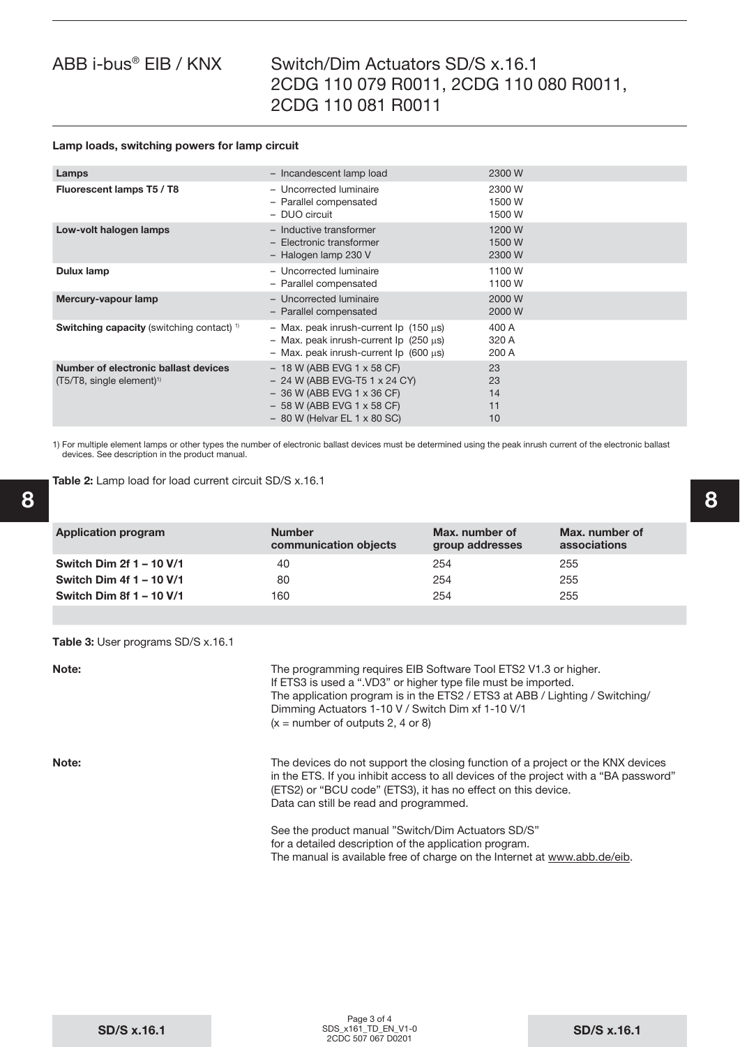**Lamp loads, switching powers for lamp circuit**

| | | |
|---|---|---|
| **Lamps** | – Incandescent lamp load | 2300 W |
| **Fluorescent lamps T5 / T8** | – Uncorrected luminaire<br>– Parallel compensated<br>– DUO circuit | 2300 W<br>1500 W<br>1500 W |
| **Low-volt halogen lamps** | – Inductive transformer<br>– Electronic transformer<br>– Halogen lamp 230 V | 1200 W<br>1500 W<br>2300 W |
| **Dulux lamp** | – Uncorrected luminaire<br>– Parallel compensated | 1100 W<br>1100 W |
| **Mercury-vapour lamp** | – Uncorrected luminaire<br>– Parallel compensated | 2000 W<br>2000 W |
| **Switching capacity** (switching contact) [1] | – Max. peak inrush-current Ip (150 µs)<br>– Max. peak inrush-current Ip (250 µs)<br>– Max. peak inrush-current Ip (600 µs) | 400 A<br>320 A<br>200 A |
| **Number of electronic ballast devices** (T5/T8, single element)[1] | – 18 W (ABB EVG 1 x 58 CF)<br>– 24 W (ABB EVG-T5 1 x 24 CY)<br>– 36 W (ABB EVG 1 x 36 CF)<br>– 58 W (ABB EVG 1 x 58 CF)<br>– 80 W (Helvar EL 1 x 80 SC) | 23<br>23<br>14<br>11<br>10 |

1) For multiple element lamps or other types the number of electronic ballast devices must be determined using the peak inrush current of the electronic ballast devices. See description in the product manual.

**Table 2:** Lamp load for load current circuit SD/S x.16.1

| Application program | Number communication objects | Max. number of group addresses | Max. number of associations |
|---|---|---|---|
| **Switch Dim 2f 1 – 10 V/1** | 40 | 254 | 255 |
| **Switch Dim 4f 1 – 10 V/1** | 80 | 254 | 255 |
| **Switch Dim 8f 1 – 10 V/1** | 160 | 254 | 255 |

**Table 3:** User programs SD/S x.16.1

**Note:** The programming requires EIB Software Tool ETS2 V1.3 or higher. If ETS3 is used a ".VD3" or higher type file must be imported. The application program is in the ETS2 / ETS3 at ABB / Lighting / Switching/ Dimming Actuators 1-10 V / Switch Dim xf 1-10 V/1
(x = number of outputs 2, 4 or 8)

**Note:** The devices do not support the closing function of a project or the KNX devices in the ETS. If you inhibit access to all devices of the project with a "BA password" (ETS2) or "BCU code" (ETS3), it has no effect on this device.
Data can still be read and programmed.

See the product manual "Switch/Dim Actuators SD/S" for a detailed description of the application program.
The manual is available free of charge on the Internet at www.abb.de/eib.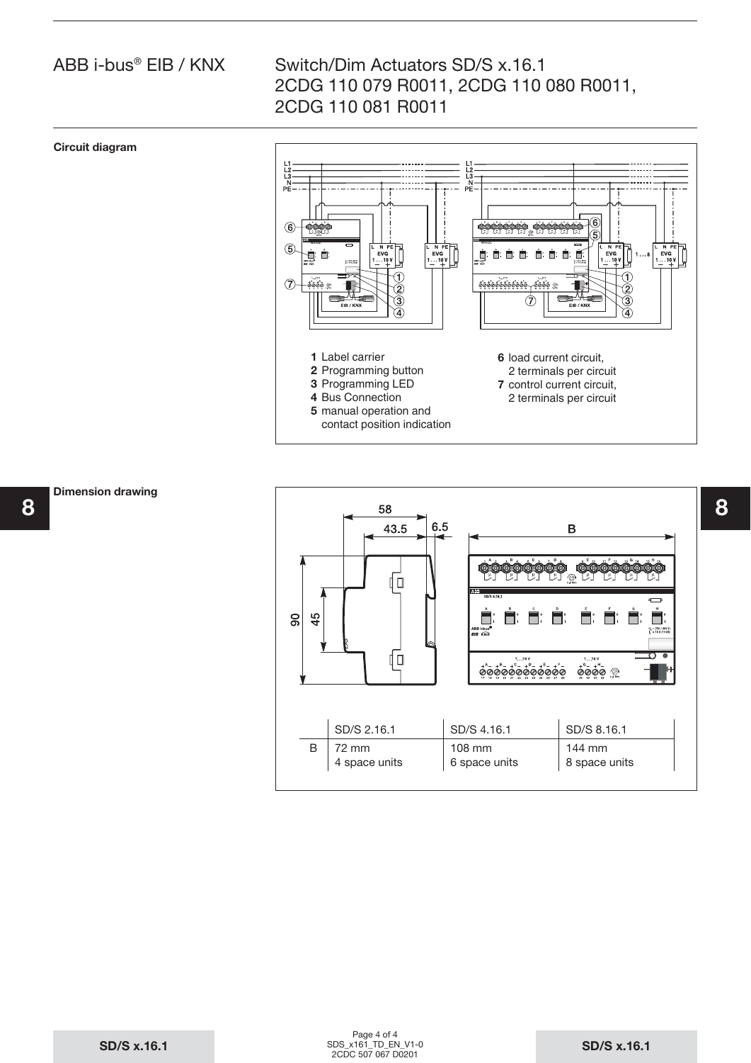## Circuit diagram

L1
L2
L3
N
PE

EVG
1…10 V

EIB / KNX

1…8

1 Label carrier
2 Programming button
3 Programming LED
4 Bus Connection
5 manual operation and contact position indication
6 load current circuit, 2 terminals per circuit
7 control current circuit, 2 terminals per circuit

## Dimension drawing

58
43.5
6.5
B
90
45

| | SD/S 2.16.1 | SD/S 4.16.1 | SD/S 8.16.1 |
|---|---|---|---|
| B | 72 mm<br>4 space units | 108 mm<br>6 space units | 144 mm<br>8 space units |